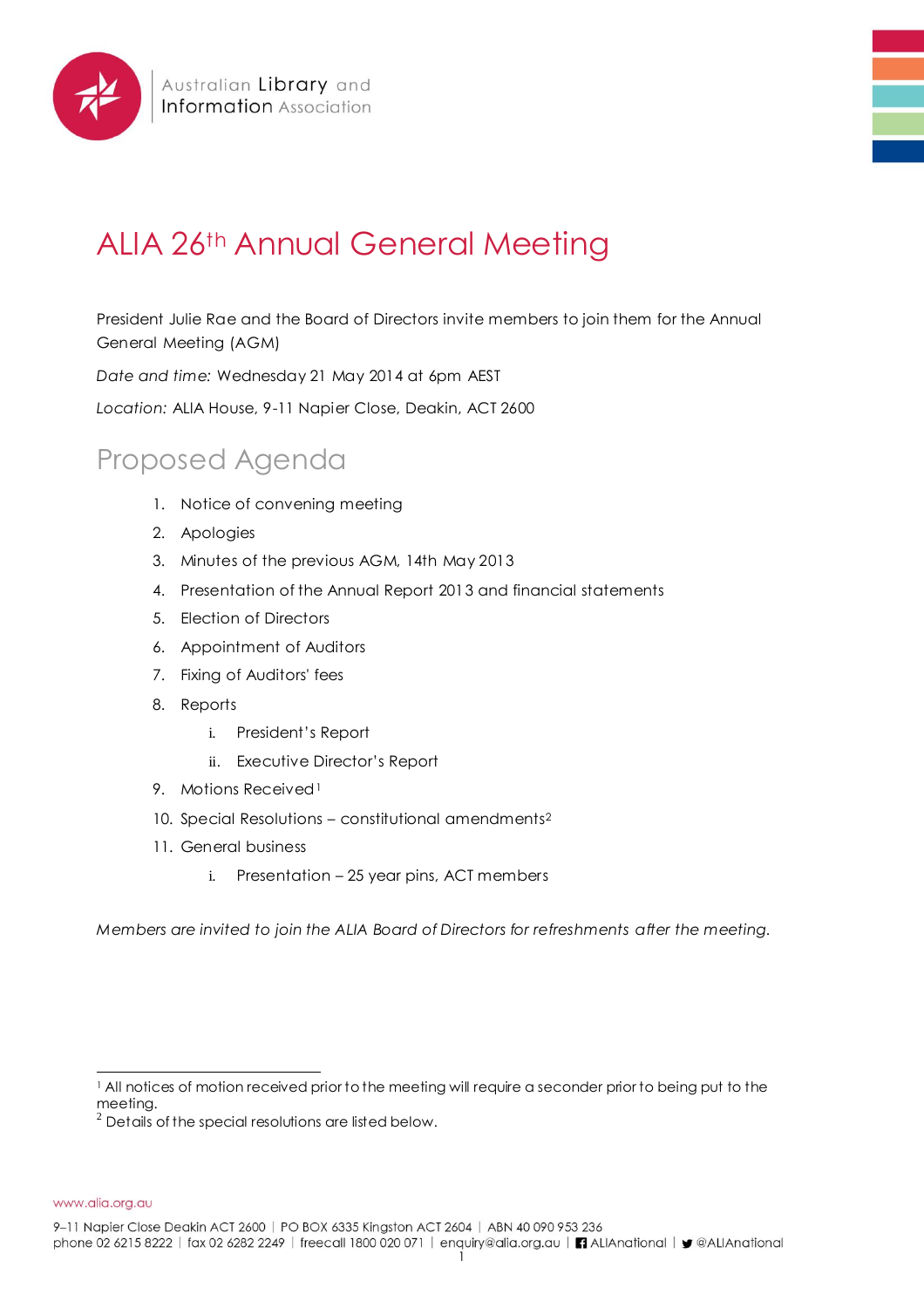# ALIA 26th Annual General Meeting

President Julie Rae and the Board of Directors invite members to join them for the Annual General Meeting (AGM)

*Date and time:* Wednesday 21 May 2014 at 6pm AEST

*Location:* ALIA House, 9-11 Napier Close, Deakin, ACT 2600

## Proposed Agenda

1. Notice of convening meeting
2. Apologies
3. Minutes of the previous AGM, 14th May 2013
4. Presentation of the Annual Report 2013 and financial statements
5. Election of Directors
6. Appointment of Auditors
7. Fixing of Auditors' fees
8. Reports
    i. President's Report
    ii. Executive Director's Report
9. Motions Received[1]
10. Special Resolutions – constitutional amendments[2]
11. General business
    i. Presentation – 25 year pins, ACT members

*Members are invited to join the ALIA Board of Directors for refreshments after the meeting.*

---

[1] All notices of motion received prior to the meeting will require a seconder prior to being put to the meeting.

[2] Details of the special resolutions are listed below.

www.alia.org.au

9–11 Napier Close Deakin ACT 2600 | PO BOX 6335 Kingston ACT 2604 | ABN 40 090 953 236
phone 02 6215 8222 | fax 02 6282 2249 | freecall 1800 020 071 | enquiry@alia.org.au | ALIAnational | @ALIAnational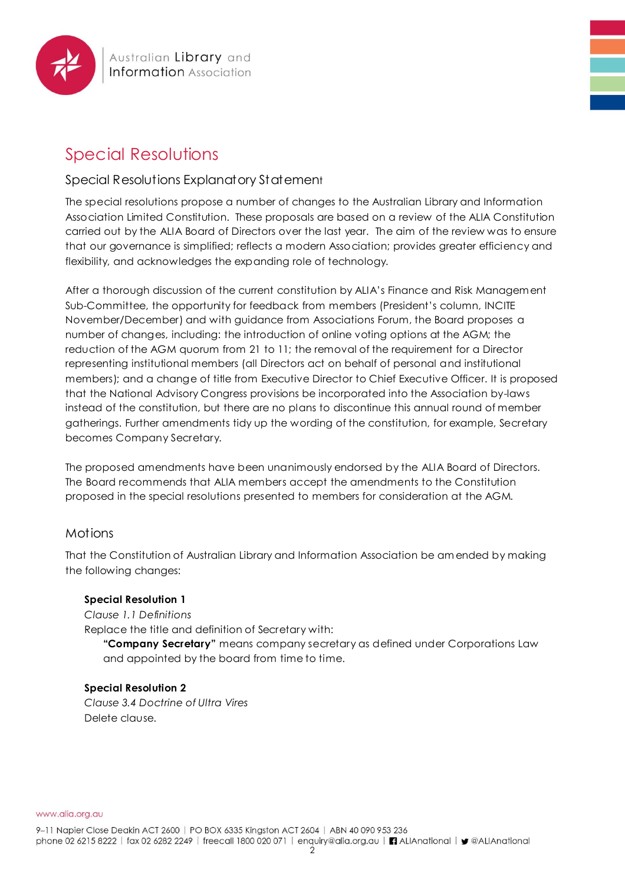# Special Resolutions

## Special Resolutions Explanatory Statement

The special resolutions propose a number of changes to the Australian Library and Information Association Limited Constitution. These proposals are based on a review of the ALIA Constitution carried out by the ALIA Board of Directors over the last year. The aim of the review was to ensure that our governance is simplified; reflects a modern Association; provides greater efficiency and flexibility, and acknowledges the expanding role of technology.

After a thorough discussion of the current constitution by ALIA's Finance and Risk Management Sub-Committee, the opportunity for feedback from members (President's column, INCITE November/December) and with guidance from Associations Forum, the Board proposes a number of changes, including: the introduction of online voting options at the AGM; the reduction of the AGM quorum from 21 to 11; the removal of the requirement for a Director representing institutional members (all Directors act on behalf of personal and institutional members); and a change of title from Executive Director to Chief Executive Officer. It is proposed that the National Advisory Congress provisions be incorporated into the Association by-laws instead of the constitution, but there are no plans to discontinue this annual round of member gatherings. Further amendments tidy up the wording of the constitution, for example, Secretary becomes Company Secretary.

The proposed amendments have been unanimously endorsed by the ALIA Board of Directors. The Board recommends that ALIA members accept the amendments to the Constitution proposed in the special resolutions presented to members for consideration at the AGM.

## Motions

That the Constitution of Australian Library and Information Association be amended by making the following changes:

**Special Resolution 1**
*Clause 1.1 Definitions*
Replace the title and definition of Secretary with:

> **"Company Secretary"** means company secretary as defined under Corporations Law and appointed by the board from time to time.

**Special Resolution 2**
*Clause 3.4 Doctrine of Ultra Vires*
Delete clause.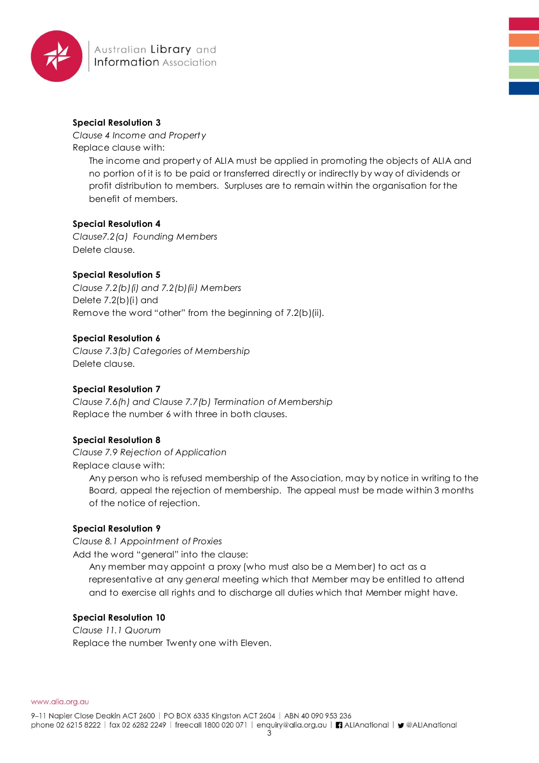**Special Resolution 3**
*Clause 4 Income and Property*
Replace clause with:

> The income and property of ALIA must be applied in promoting the objects of ALIA and no portion of it is to be paid or transferred directly or indirectly by way of dividends or profit distribution to members. Surpluses are to remain within the organisation for the benefit of members.

**Special Resolution 4**
*Clause7.2(a) Founding Members*
Delete clause.

**Special Resolution 5**
*Clause 7.2(b)(i) and 7.2(b)(ii) Members*
Delete 7.2(b)(i) and
Remove the word "other" from the beginning of 7.2(b)(ii).

**Special Resolution 6**
*Clause 7.3(b) Categories of Membership*
Delete clause.

**Special Resolution 7**
*Clause 7.6(h) and Clause 7.7(b) Termination of Membership*
Replace the number 6 with three in both clauses.

**Special Resolution 8**
*Clause 7.9 Rejection of Application*
Replace clause with:

> Any person who is refused membership of the Association, may by notice in writing to the Board, appeal the rejection of membership. The appeal must be made within 3 months of the notice of rejection.

**Special Resolution 9**
*Clause 8.1 Appointment of Proxies*
Add the word "general" into the clause:

> Any member may appoint a proxy (who must also be a Member) to act as a representative at any *general* meeting which that Member may be entitled to attend and to exercise all rights and to discharge all duties which that Member might have.

**Special Resolution 10**
*Clause 11.1 Quorum*
Replace the number Twenty one with Eleven.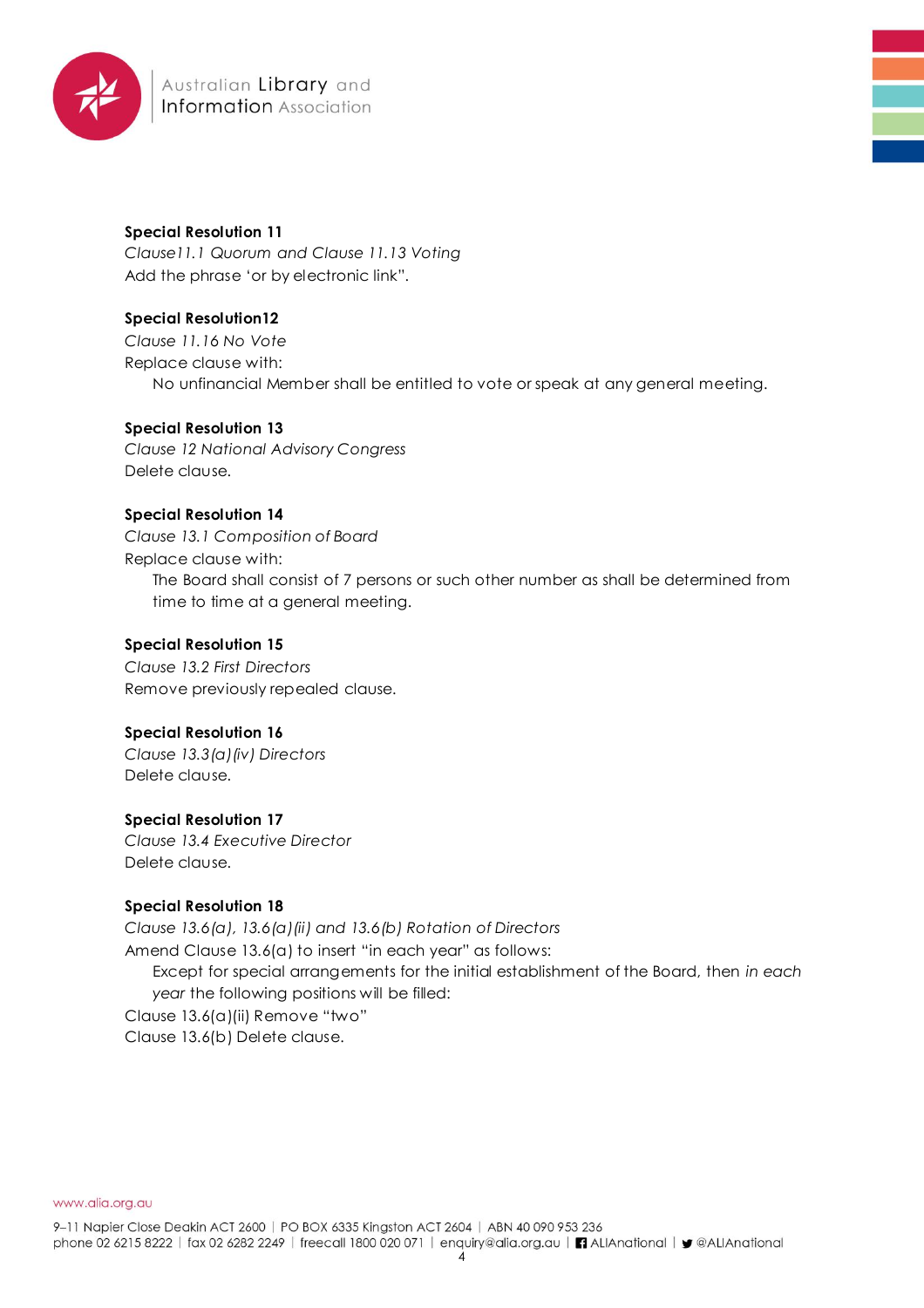**Special Resolution 11**

*Clause11.1 Quorum and Clause 11.13 Voting*

Add the phrase 'or by electronic link".

**Special Resolution12**

*Clause 11.16 No Vote*

Replace clause with:

> No unfinancial Member shall be entitled to vote or speak at any general meeting.

**Special Resolution 13**

*Clause 12 National Advisory Congress*

Delete clause.

**Special Resolution 14**

*Clause 13.1 Composition of Board*

Replace clause with:

> The Board shall consist of 7 persons or such other number as shall be determined from time to time at a general meeting.

**Special Resolution 15**

*Clause 13.2 First Directors*

Remove previously repealed clause.

**Special Resolution 16**

*Clause 13.3(a)(iv) Directors*

Delete clause.

**Special Resolution 17**

*Clause 13.4 Executive Director*

Delete clause.

**Special Resolution 18**

*Clause 13.6(a), 13.6(a)(ii) and 13.6(b) Rotation of Directors*

Amend Clause 13.6(a) to insert "in each year" as follows:

> Except for special arrangements for the initial establishment of the Board, then *in each year* the following positions will be filled:

Clause 13.6(a)(ii) Remove "two"

Clause 13.6(b) Delete clause.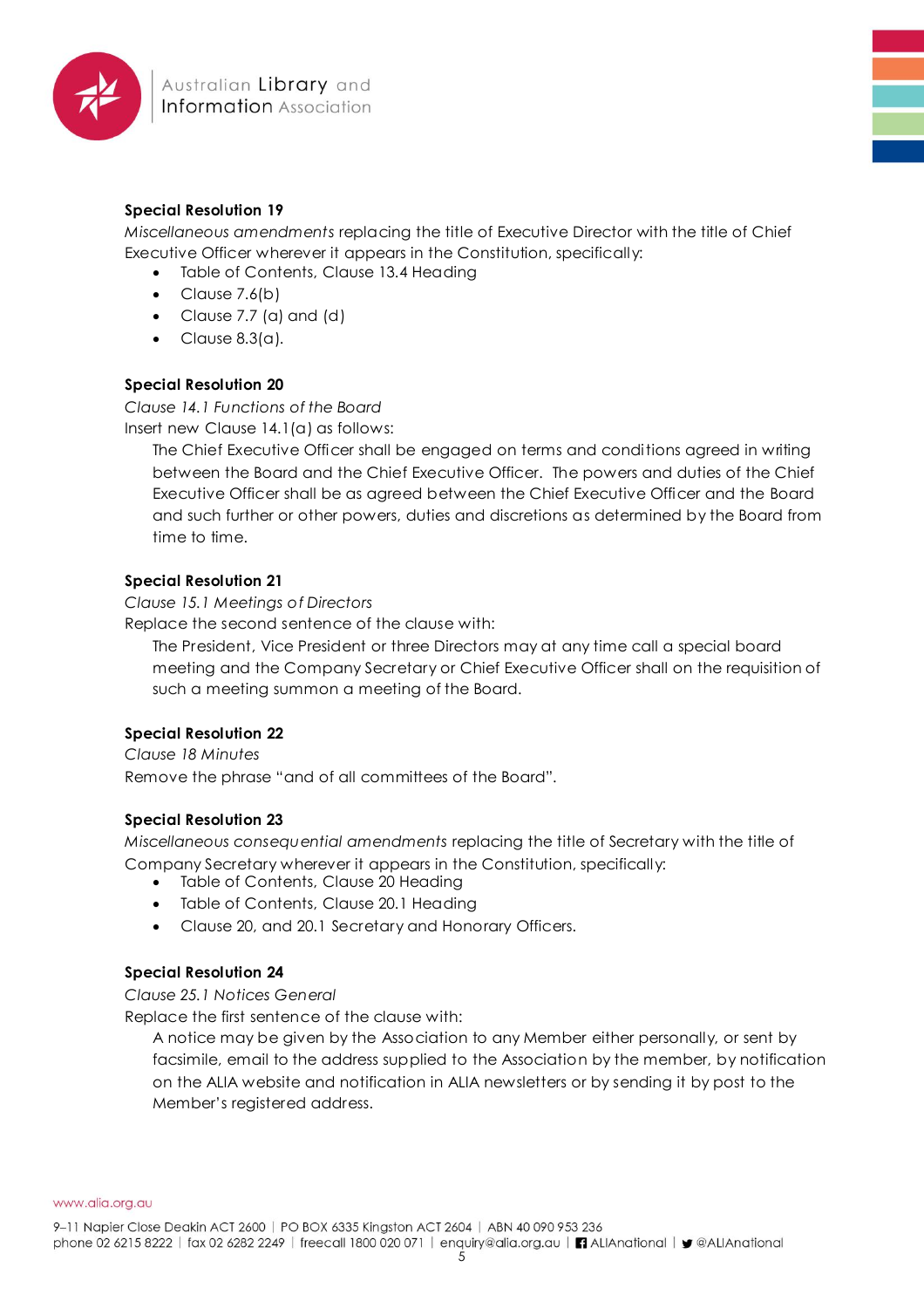**Special Resolution 19**

*Miscellaneous amendments* replacing the title of Executive Director with the title of Chief Executive Officer wherever it appears in the Constitution, specifically:

- Table of Contents, Clause 13.4 Heading
- Clause 7.6(b)
- Clause 7.7 (a) and (d)
- Clause 8.3(a).

**Special Resolution 20**

*Clause 14.1 Functions of the Board*

Insert new Clause 14.1(a) as follows:

> The Chief Executive Officer shall be engaged on terms and conditions agreed in writing between the Board and the Chief Executive Officer. The powers and duties of the Chief Executive Officer shall be as agreed between the Chief Executive Officer and the Board and such further or other powers, duties and discretions as determined by the Board from time to time.

**Special Resolution 21**

*Clause 15.1 Meetings of Directors*

Replace the second sentence of the clause with:

> The President, Vice President or three Directors may at any time call a special board meeting and the Company Secretary or Chief Executive Officer shall on the requisition of such a meeting summon a meeting of the Board.

**Special Resolution 22**

*Clause 18 Minutes*

Remove the phrase "and of all committees of the Board".

**Special Resolution 23**

*Miscellaneous consequential amendments* replacing the title of Secretary with the title of Company Secretary wherever it appears in the Constitution, specifically:

- Table of Contents, Clause 20 Heading
- Table of Contents, Clause 20.1 Heading
- Clause 20, and 20.1 Secretary and Honorary Officers.

**Special Resolution 24**

*Clause 25.1 Notices General*

Replace the first sentence of the clause with:

> A notice may be given by the Association to any Member either personally, or sent by facsimile, email to the address supplied to the Association by the member, by notification on the ALIA website and notification in ALIA newsletters or by sending it by post to the Member's registered address.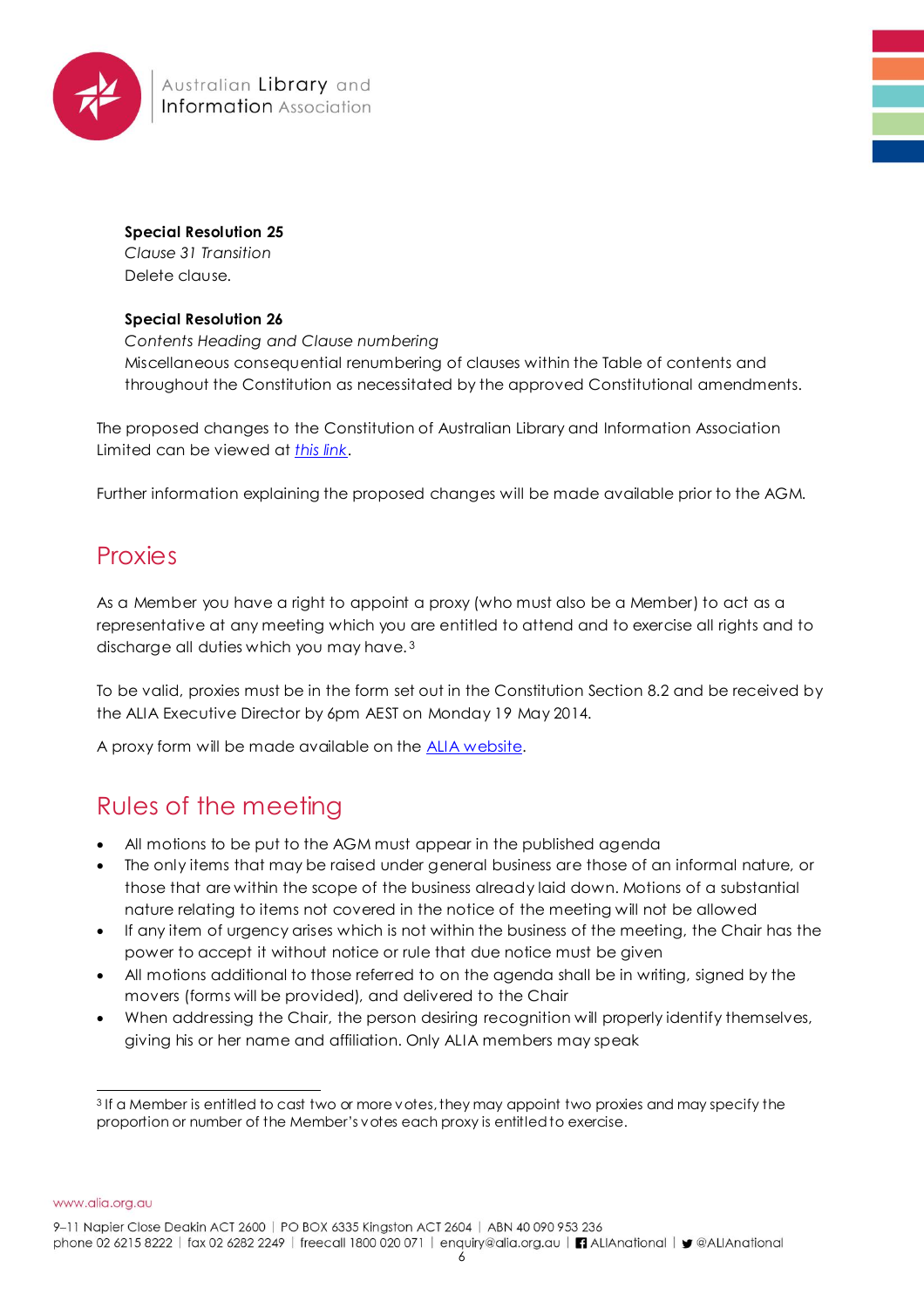**Special Resolution 25**
*Clause 31 Transition*
Delete clause.

**Special Resolution 26**
*Contents Heading and Clause numbering*
Miscellaneous consequential renumbering of clauses within the Table of contents and throughout the Constitution as necessitated by the approved Constitutional amendments.

The proposed changes to the Constitution of Australian Library and Information Association Limited can be viewed at *this link*.

Further information explaining the proposed changes will be made available prior to the AGM.

## Proxies

As a Member you have a right to appoint a proxy (who must also be a Member) to act as a representative at any meeting which you are entitled to attend and to exercise all rights and to discharge all duties which you may have.[3]

To be valid, proxies must be in the form set out in the Constitution Section 8.2 and be received by the ALIA Executive Director by 6pm AEST on Monday 19 May 2014.

A proxy form will be made available on the ALIA website.

## Rules of the meeting

- All motions to be put to the AGM must appear in the published agenda
- The only items that may be raised under general business are those of an informal nature, or those that are within the scope of the business already laid down. Motions of a substantial nature relating to items not covered in the notice of the meeting will not be allowed
- If any item of urgency arises which is not within the business of the meeting, the Chair has the power to accept it without notice or rule that due notice must be given
- All motions additional to those referred to on the agenda shall be in writing, signed by the movers (forms will be provided), and delivered to the Chair
- When addressing the Chair, the person desiring recognition will properly identify themselves, giving his or her name and affiliation. Only ALIA members may speak

[3] If a Member is entitled to cast two or more votes, they may appoint two proxies and may specify the proportion or number of the Member's votes each proxy is entitled to exercise.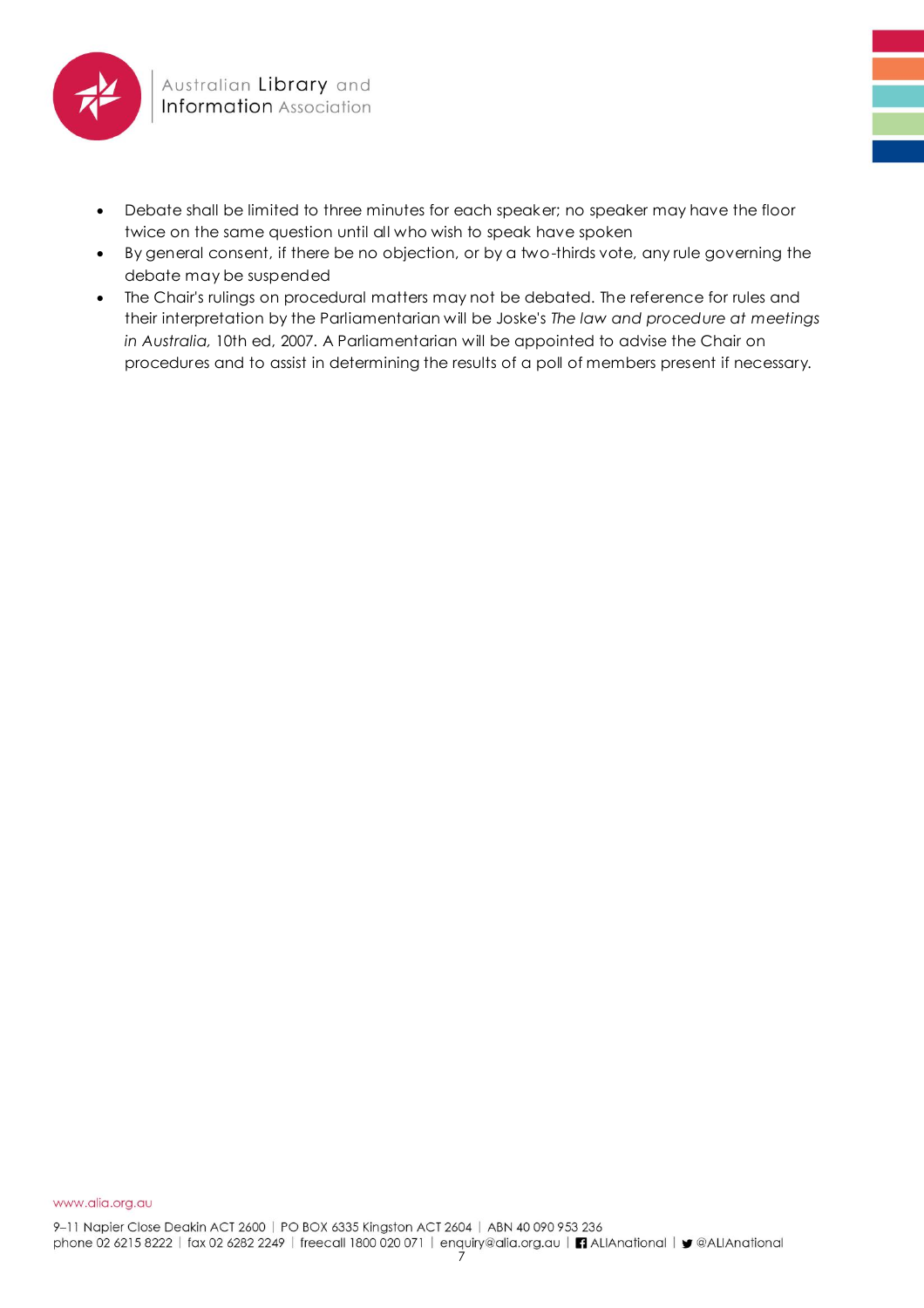- Debate shall be limited to three minutes for each speaker; no speaker may have the floor twice on the same question until all who wish to speak have spoken
- By general consent, if there be no objection, or by a two-thirds vote, any rule governing the debate may be suspended
- The Chair's rulings on procedural matters may not be debated. The reference for rules and their interpretation by the Parliamentarian will be Joske's *The law and procedure at meetings in Australia*, 10th ed, 2007. A Parliamentarian will be appointed to advise the Chair on procedures and to assist in determining the results of a poll of members present if necessary.